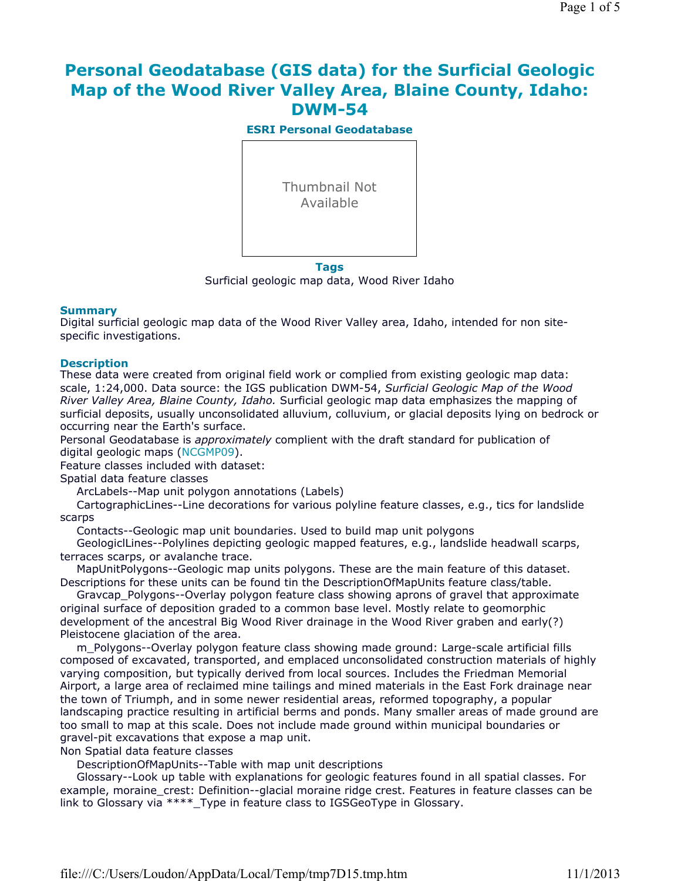# Personal Geodatabase (GIS data) for the Surficial Geologic Map of the Wood River Valley Area, Blaine County, Idaho: DWM-54

### ESRI Personal Geodatabase

Thumbnail Not Available

### Tags

Surficial geologic map data, Wood River Idaho

### Summary

Digital surficial geologic map data of the Wood River Valley area, Idaho, intended for non site-specific investigations.

### Description

These data were created from original field work or complied from existing geologic map data: scale, 1:24,000. Data source: the IGS publication DWM-54, *Surficial Geologic Map of the Wood River Valley Area, Blaine County, Idaho.* Surficial geologic map data emphasizes the mapping of surficial deposits, usually unconsolidated alluvium, colluvium, or glacial deposits lying on bedrock or occurring near the Earth's surface.

Personal Geodatabase is *approximately* complient with the draft standard for publication of digital geologic maps (NCGMP09).

Feature classes included with dataset:

Spatial data feature classes

ArcLabels--Map unit polygon annotations (Labels)

CartographicLines--Line decorations for various polyline feature classes, e.g., tics for landslide scarps

Contacts--Geologic map unit boundaries. Used to build map unit polygons

GeologiclLines--Polylines depicting geologic mapped features, e.g., landslide headwall scarps, terraces scarps, or avalanche trace.

MapUnitPolygons--Geologic map units polygons. These are the main feature of this dataset. Descriptions for these units can be found tin the DescriptionOfMapUnits feature class/table.

Gravcap_Polygons--Overlay polygon feature class showing aprons of gravel that approximate original surface of deposition graded to a common base level. Mostly relate to geomorphic development of the ancestral Big Wood River drainage in the Wood River graben and early(?) Pleistocene glaciation of the area.

m_Polygons--Overlay polygon feature class showing made ground: Large-scale artificial fills composed of excavated, transported, and emplaced unconsolidated construction materials of highly varying composition, but typically derived from local sources. Includes the Friedman Memorial Airport, a large area of reclaimed mine tailings and mined materials in the East Fork drainage near the town of Triumph, and in some newer residential areas, reformed topography, a popular landscaping practice resulting in artificial berms and ponds. Many smaller areas of made ground are too small to map at this scale. Does not include made ground within municipal boundaries or gravel-pit excavations that expose a map unit.

Non Spatial data feature classes

DescriptionOfMapUnits--Table with map unit descriptions

Glossary--Look up table with explanations for geologic features found in all spatial classes. For example, moraine_crest: Definition--glacial moraine ridge crest. Features in feature classes can be link to Glossary via ****_Type in feature class to IGSGeoType in Glossary.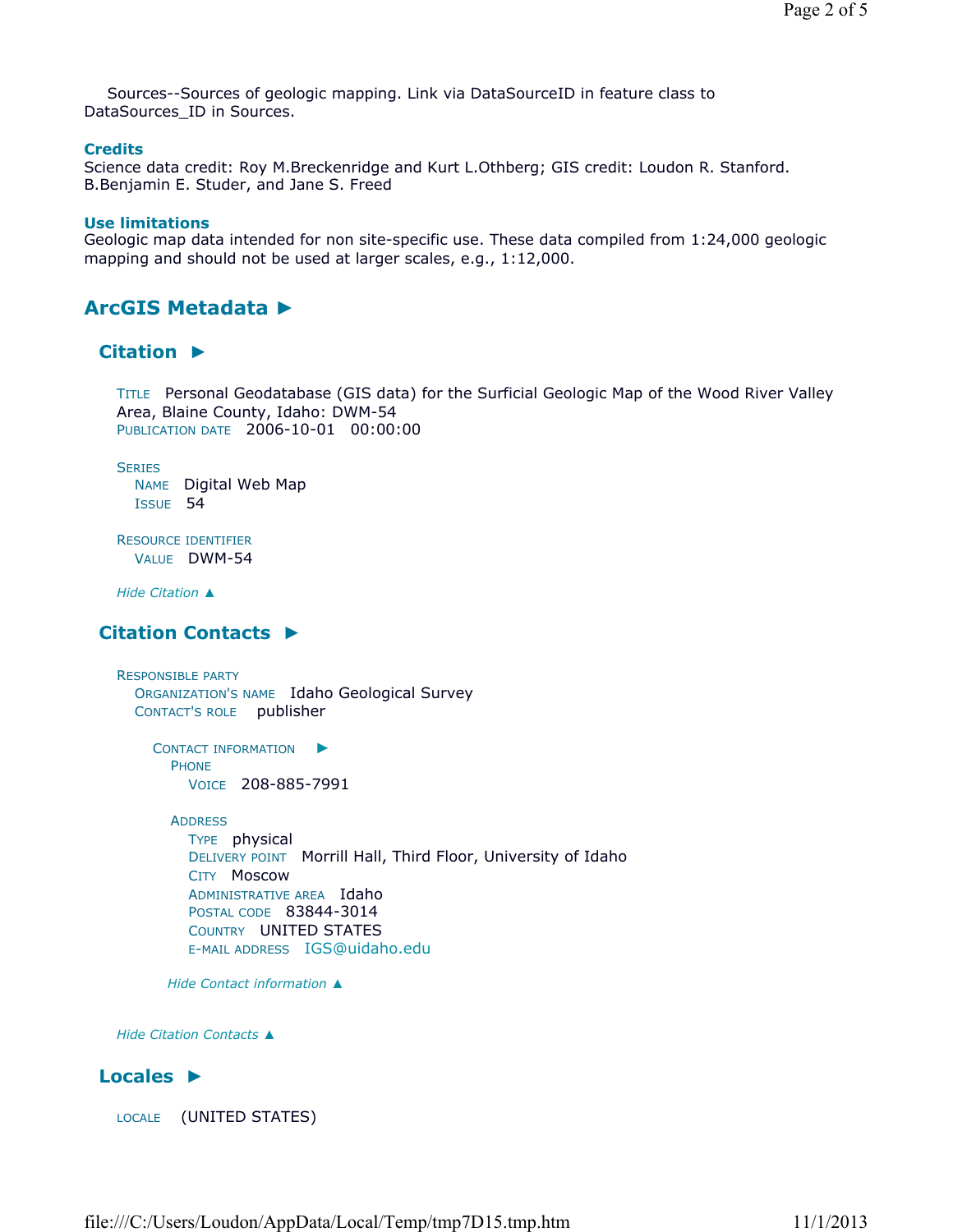Sources--Sources of geologic mapping. Link via DataSourceID in feature class to DataSources_ID in Sources.

### Credits

Science data credit: Roy M.Breckenridge and Kurt L.Othberg; GIS credit: Loudon R. Stanford. B.Benjamin E. Studer, and Jane S. Freed

### Use limitations

Geologic map data intended for non site-specific use. These data compiled from 1:24,000 geologic mapping and should not be used at larger scales, e.g., 1:12,000.

## ArcGIS Metadata ►

### Citation ►

TITLE Personal Geodatabase (GIS data) for the Surficial Geologic Map of the Wood River Valley Area, Blaine County, Idaho: DWM-54
PUBLICATION DATE 2006-10-01 00:00:00

SERIES
NAME Digital Web Map
ISSUE 54

RESOURCE IDENTIFIER
VALUE DWM-54

*Hide Citation ▲*

### Citation Contacts ►

RESPONSIBLE PARTY
ORGANIZATION'S NAME Idaho Geological Survey
CONTACT'S ROLE publisher

CONTACT INFORMATION ►
PHONE
VOICE 208-885-7991

ADDRESS
TYPE physical
DELIVERY POINT Morrill Hall, Third Floor, University of Idaho
CITY Moscow
ADMINISTRATIVE AREA Idaho
POSTAL CODE 83844-3014
COUNTRY UNITED STATES
E-MAIL ADDRESS IGS@uidaho.edu

*Hide Contact information ▲*

*Hide Citation Contacts ▲*

### Locales ►

LOCALE (UNITED STATES)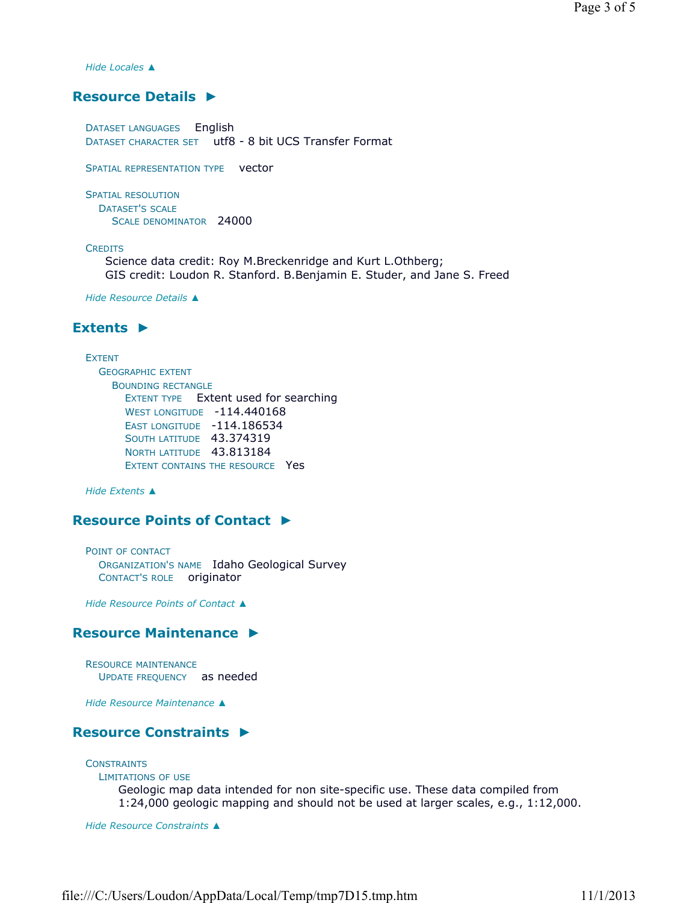*Hide Locales ▲*

## Resource Details ►

DATASET LANGUAGES English
DATASET CHARACTER SET utf8 - 8 bit UCS Transfer Format

SPATIAL REPRESENTATION TYPE vector

SPATIAL RESOLUTION
DATASET'S SCALE
SCALE DENOMINATOR 24000

CREDITS
Science data credit: Roy M.Breckenridge and Kurt L.Othberg;
GIS credit: Loudon R. Stanford. B.Benjamin E. Studer, and Jane S. Freed

*Hide Resource Details ▲*

## Extents ►

EXTENT
GEOGRAPHIC EXTENT
BOUNDING RECTANGLE
EXTENT TYPE Extent used for searching
WEST LONGITUDE -114.440168
EAST LONGITUDE -114.186534
SOUTH LATITUDE 43.374319
NORTH LATITUDE 43.813184
EXTENT CONTAINS THE RESOURCE Yes

*Hide Extents ▲*

## Resource Points of Contact ►

POINT OF CONTACT
ORGANIZATION'S NAME Idaho Geological Survey
CONTACT'S ROLE originator

*Hide Resource Points of Contact ▲*

## Resource Maintenance ►

RESOURCE MAINTENANCE
UPDATE FREQUENCY as needed

*Hide Resource Maintenance ▲*

## Resource Constraints ►

CONSTRAINTS
LIMITATIONS OF USE
Geologic map data intended for non site-specific use. These data compiled from 1:24,000 geologic mapping and should not be used at larger scales, e.g., 1:12,000.

*Hide Resource Constraints ▲*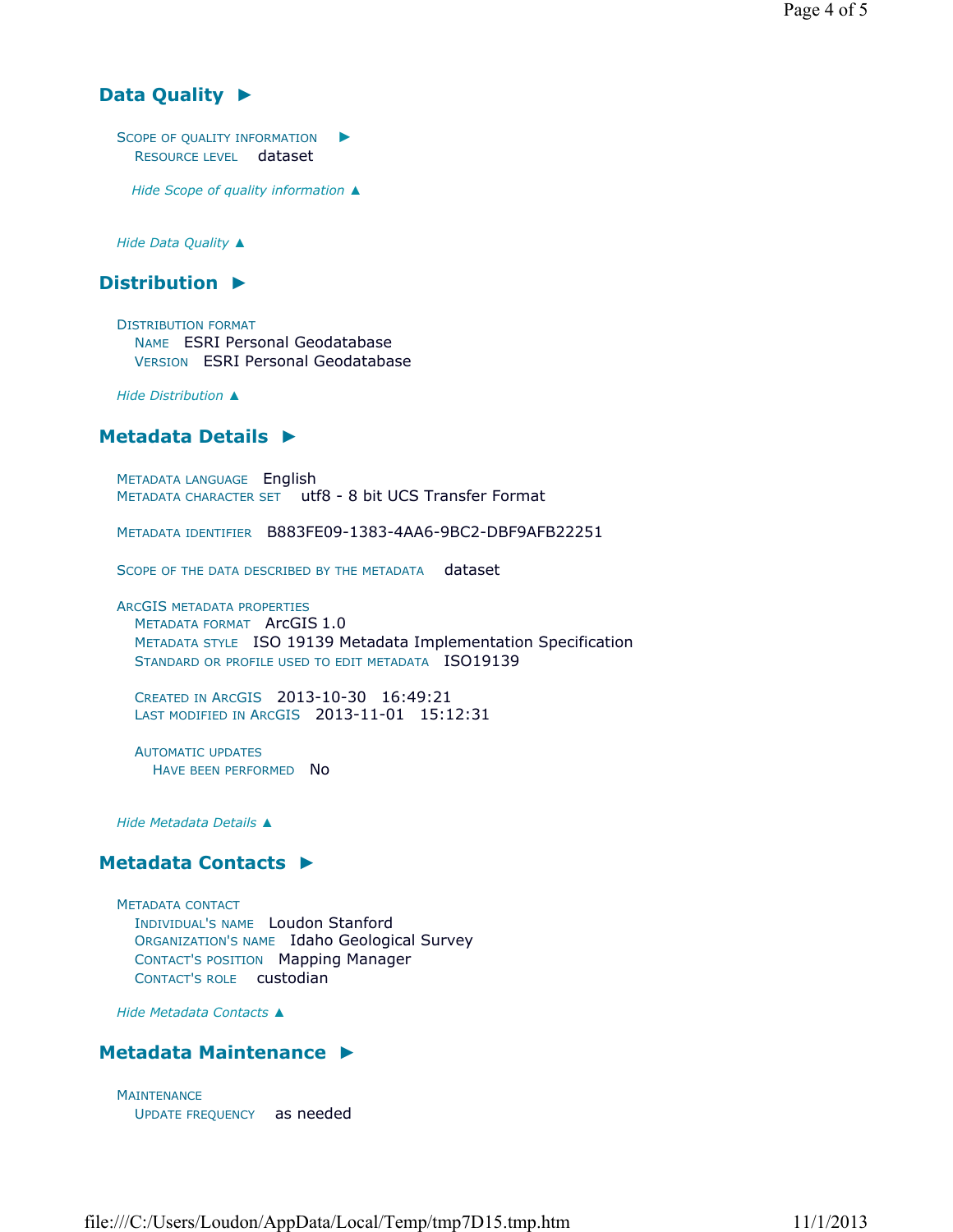## Data Quality ►

SCOPE OF QUALITY INFORMATION ►
  RESOURCE LEVEL dataset

*Hide Scope of quality information ▲*

*Hide Data Quality ▲*

## Distribution ►

DISTRIBUTION FORMAT
  NAME ESRI Personal Geodatabase
  VERSION ESRI Personal Geodatabase

*Hide Distribution ▲*

## Metadata Details ►

METADATA LANGUAGE English
METADATA CHARACTER SET utf8 - 8 bit UCS Transfer Format

METADATA IDENTIFIER B883FE09-1383-4AA6-9BC2-DBF9AFB22251

SCOPE OF THE DATA DESCRIBED BY THE METADATA dataset

ARCGIS METADATA PROPERTIES
  METADATA FORMAT ArcGIS 1.0
  METADATA STYLE ISO 19139 Metadata Implementation Specification
  STANDARD OR PROFILE USED TO EDIT METADATA ISO19139

  CREATED IN ARCGIS 2013-10-30 16:49:21
  LAST MODIFIED IN ARCGIS 2013-11-01 15:12:31

  AUTOMATIC UPDATES
    HAVE BEEN PERFORMED No

*Hide Metadata Details ▲*

## Metadata Contacts ►

METADATA CONTACT
  INDIVIDUAL'S NAME Loudon Stanford
  ORGANIZATION'S NAME Idaho Geological Survey
  CONTACT'S POSITION Mapping Manager
  CONTACT'S ROLE custodian

*Hide Metadata Contacts ▲*

## Metadata Maintenance ►

MAINTENANCE
  UPDATE FREQUENCY as needed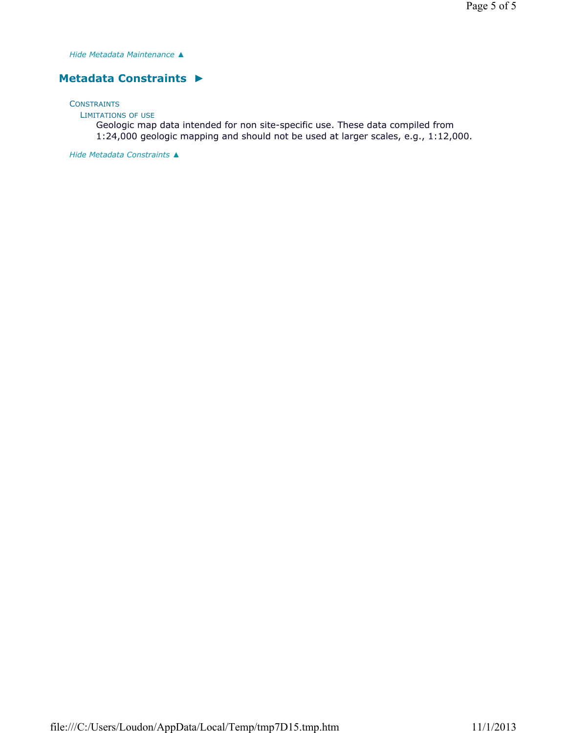*Hide Metadata Maintenance ▲*

## Metadata Constraints ►

CONSTRAINTS

LIMITATIONS OF USE

Geologic map data intended for non site-specific use. These data compiled from 1:24,000 geologic mapping and should not be used at larger scales, e.g., 1:12,000.

*Hide Metadata Constraints ▲*